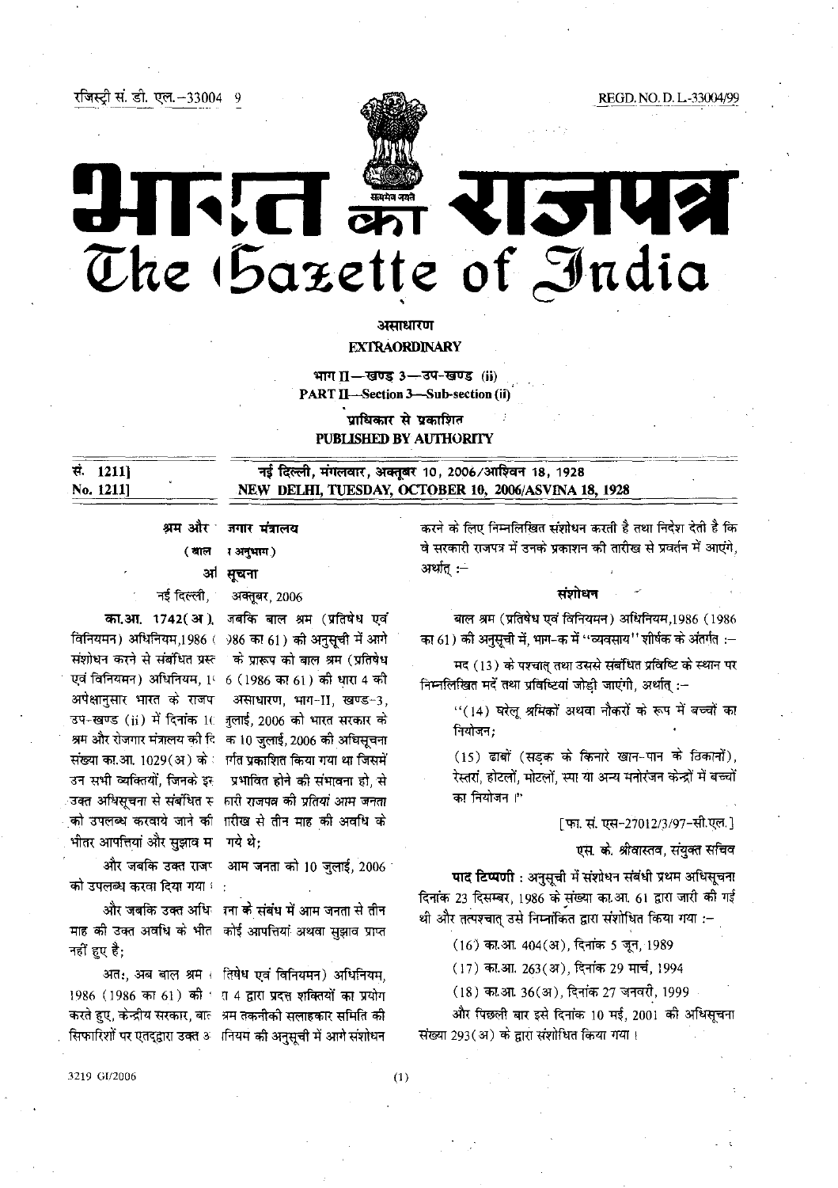रजिस्ट्री सं. डी. एल.-33004 9 REGD. NO. D. L.-33004/99

# भारत का राजपत्र
# The Gazette of India

असाधारण
**EXTRAORDINARY**

भाग II—खण्ड 3—उप-खण्ड (ii)
**PART II—Section 3—Sub-section (ii)**

प्राधिकार से प्रकाशित
**PUBLISHED BY AUTHORITY**

| | |
|---|---|
| सं. 1211] | नई दिल्ली, मंगलवार, अक्तूबर 10, 2006/आश्विन 18, 1928 |
| No. 1211] | NEW DELHI, TUESDAY, OCTOBER 10, 2006/ASVINA 18, 1928 |

श्रम और जगार मंत्रालय

(बाल श्रम अनुभाग)

अधिसूचना

नई दिल्ली, अक्तूबर, 2006

**का.आ. 1742(अ).** जबकि बाल श्रम (प्रतिषेध एवं विनियमन) अधिनियम,1986 (1986 का 61) की अनुसूची में आगे संशोधन करने से संबंधित प्रस्ताव के प्रारूप को बाल श्रम (प्रतिषेध एवं विनियमन) अधिनियम, 1986 (1986 का 61) की धारा 4 की अपेक्षानुसार भारत के राजपत्र असाधारण, भाग-II, खण्ड-3, उप-खण्ड (ii) में दिनांक 10 जुलाई, 2006 को भारत सरकार के श्रम और रोजगार मंत्रालय की दिनांक 10 जुलाई, 2006 की अधिसूचना संख्या का.आ. 1029(अ) के अंतर्गत प्रकाशित किया गया था जिसमें उन सभी व्यक्तियों, जिनके इससे प्रभावित होने की संभावना हो, से उक्त अधिसूचना से संबंधित सरकारी राजपत्र की प्रतियां आम जनता को उपलब्ध करवाये जाने की तारीख से तीन माह की अवधि के भीतर आपत्तियां और सुझाव मांगे गये थे;

और जबकि उक्त राजपत्र आम जनता को 10 जुलाई, 2006 को उपलब्ध करवा दिया गया था;

और जबकि उक्त अधिसूचना के संबंध में आम जनता से तीन माह की उक्त अवधि के भीतर कोई आपत्तियां अथवा सुझाव प्राप्त नहीं हुए है;

अतः, अब बाल श्रम (प्रतिषेध एवं विनियमन) अधिनियम, 1986 (1986 का 61) की धारा 4 द्वारा प्रदत्त शक्तियों का प्रयोग करते हुए, केन्द्रीय सरकार, बाल श्रम तकनीकी सलाहकार समिति की सिफारिशों पर एतद्द्वारा उक्त अधिनियम की अनुसूची में आगे संशोधन करने के लिए निम्नलिखित संशोधन करती है तथा निदेश देती है कि वे सरकारी राजपत्र में उनके प्रकाशन की तारीख से प्रवर्तन में आएंगे, अर्थात् :-

### संशोधन

बाल श्रम (प्रतिषेध एवं विनियमन) अधिनियम,1986 (1986 का 61) की अनुसूची में, भाग-क में "व्यवसाय" शीर्षक के अंतर्गत :-

मद (13) के पश्चात् तथा उससे संबंधित प्रविष्टि के स्थान पर निम्नलिखित मदें तथा प्रविष्टियां जोड़ी जाएंगी, अर्थात् :-

"(14) घरेलू श्रमिकों अथवा नौकरों के रूप में बच्चों का नियोजन;

(15) ढाबों (सड़क के किनारे खान-पान के ठिकानों), रेस्तरां, होटलों, मोटलों, स्पा या अन्य मनोरंजन केन्द्रों में बच्चों का नियोजन ।"

[फा. सं. एस-27012/3/97-सी.एल.]

एस. के. श्रीवास्तव, संयुक्त सचिव

**पाद टिप्पणी :** अनुसूची में संशोधन संबंधी प्रथम अधिसूचना दिनांक 23 दिसम्बर, 1986 के संख्या का.आ. 61 द्वारा जारी की गई थी और तत्पश्चात् उसे निम्नांकित द्वारा संशोधित किया गया :-

(16) का.आ. 404(अ), दिनांक 5 जून, 1989

(17) का.आ. 263(अ), दिनांक 29 मार्च, 1994

(18) का.आ. 36(अ), दिनांक 27 जनवरी, 1999

और पिछली बार इसे दिनांक 10 मई, 2001 की अधिसूचना संख्या 293(अ) के द्वारा संशोधित किया गया ।

3219 GI/2006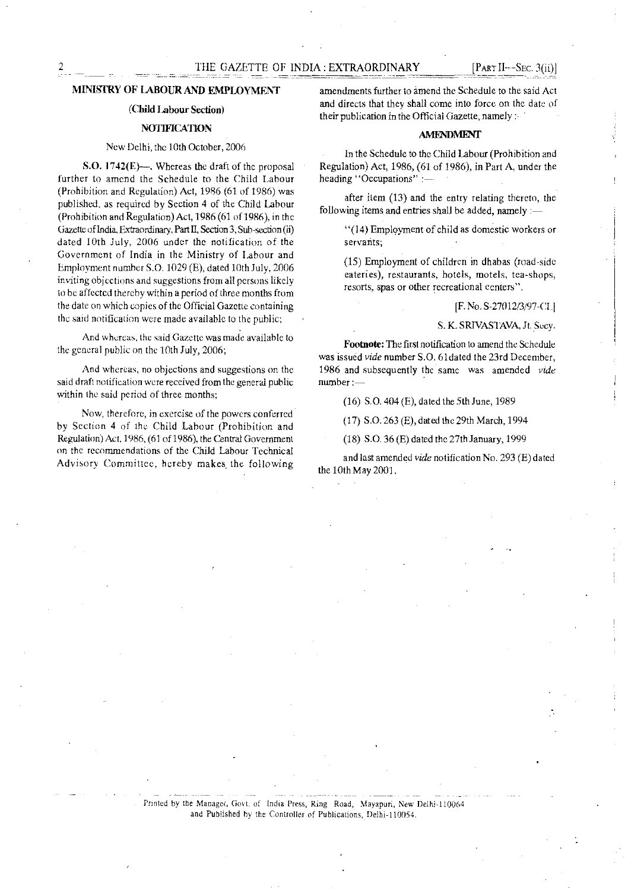## MINISTRY OF LABOUR AND EMPLOYMENT

### (Child Labour Section)

### NOTIFICATION

New Delhi, the 10th October, 2006

**S.O. 1742(E)**—. Whereas the draft of the proposal further to amend the Schedule to the Child Labour (Prohibition and Regulation) Act, 1986 (61 of 1986) was published, as required by Section 4 of the Child Labour (Prohibition and Regulation) Act, 1986 (61 of 1986), in the Gazette of India, Extraordinary, Part II, Section 3, Sub-section (ii) dated 10th July, 2006 under the notification of the Government of India in the Ministry of Labour and Employment number S.O. 1029 (E), dated 10th July, 2006 inviting objections and suggestions from all persons likely to be affected thereby within a period of three months from the date on which copies of the Official Gazette containing the said notification were made available to the public;

And whereas, the said Gazette was made available to the general public on the 10th July, 2006;

And whereas, no objections and suggestions on the said draft notification were received from the general public within the said period of three months;

Now, therefore, in exercise of the powers conferred by Section 4 of the Child Labour (Prohibition and Regulation) Act, 1986, (61 of 1986), the Central Government on the recommendations of the Child Labour Technical Advisory Committee, hereby makes the following amendments further to amend the Schedule to the said Act and directs that they shall come into force on the date of their publication in the Official Gazette, namely :-

### AMENDMENT

In the Schedule to the Child Labour (Prohibition and Regulation) Act, 1986, (61 of 1986), in Part A, under the heading "Occupations" :—

after item (13) and the entry relating thereto, the following items and entries shall be added, namely :—

"(14) Employment of child as domestic workers or servants;

(15) Employment of children in dhabas (road-side eateries), restaurants, hotels, motels, tea-shops, resorts, spas or other recreational centers".

[F. No. S-27012/3/97-CL]

S. K. SRIVASTAVA, Jt. Secy.

**Footnote:** The first notification to amend the Schedule was issued *vide* number S.O. 61dated the 23rd December, 1986 and subsequently the same was amended *vide* number :—

(16) S.O. 404 (E), dated the 5th June, 1989

(17) S.O. 263 (E), dated the 29th March, 1994

(18) S.O. 36 (E) dated the 27th January, 1999

and last amended *vide* notification No. 293 (E) dated the 10th May 2001.

Printed by the Manager, Govt. of India Press, Ring Road, Mayapuri, New Delhi-110064 and Published by the Controller of Publications, Delhi-110054.